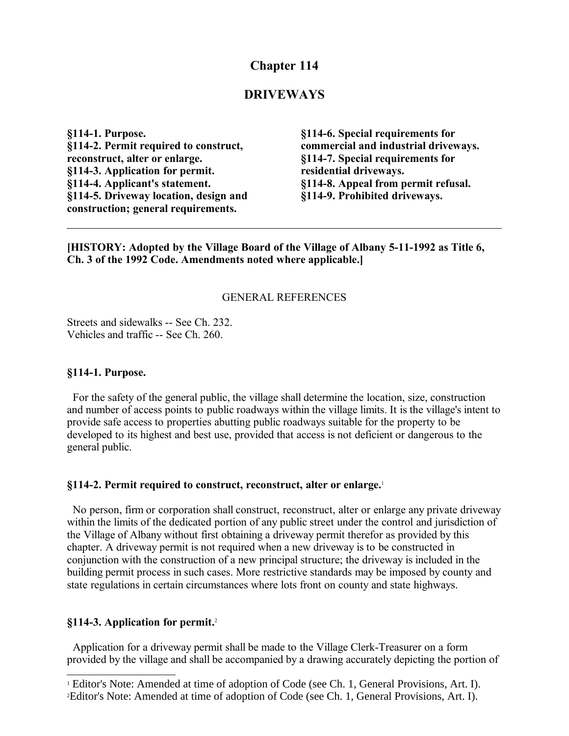# Chapter 114

## DRIVEWAYS

**§114-1. Purpose.**
**§114-2. Permit required to construct, reconstruct, alter or enlarge.**
**§114-3. Application for permit.**
**§114-4. Applicant's statement.**
**§114-5. Driveway location, design and construction; general requirements.**
**§114-6. Special requirements for commercial and industrial driveways.**
**§114-7. Special requirements for residential driveways.**
**§114-8. Appeal from permit refusal.**
**§114-9. Prohibited driveways.**

---

**[HISTORY: Adopted by the Village Board of the Village of Albany 5-11-1992 as Title 6, Ch. 3 of the 1992 Code. Amendments noted where applicable.]**

GENERAL REFERENCES

Streets and sidewalks -- See Ch. 232.
Vehicles and traffic -- See Ch. 260.

### §114-1. Purpose.

For the safety of the general public, the village shall determine the location, size, construction and number of access points to public roadways within the village limits. It is the village's intent to provide safe access to properties abutting public roadways suitable for the property to be developed to its highest and best use, provided that access is not deficient or dangerous to the general public.

### §114-2. Permit required to construct, reconstruct, alter or enlarge.[1]

No person, firm or corporation shall construct, reconstruct, alter or enlarge any private driveway within the limits of the dedicated portion of any public street under the control and jurisdiction of the Village of Albany without first obtaining a driveway permit therefor as provided by this chapter. A driveway permit is not required when a new driveway is to be constructed in conjunction with the construction of a new principal structure; the driveway is included in the building permit process in such cases. More restrictive standards may be imposed by county and state regulations in certain circumstances where lots front on county and state highways.

### §114-3. Application for permit.[2]

Application for a driveway permit shall be made to the Village Clerk-Treasurer on a form provided by the village and shall be accompanied by a drawing accurately depicting the portion of

---

[1] Editor's Note: Amended at time of adoption of Code (see Ch. 1, General Provisions, Art. I).
[2] Editor's Note: Amended at time of adoption of Code (see Ch. 1, General Provisions, Art. I).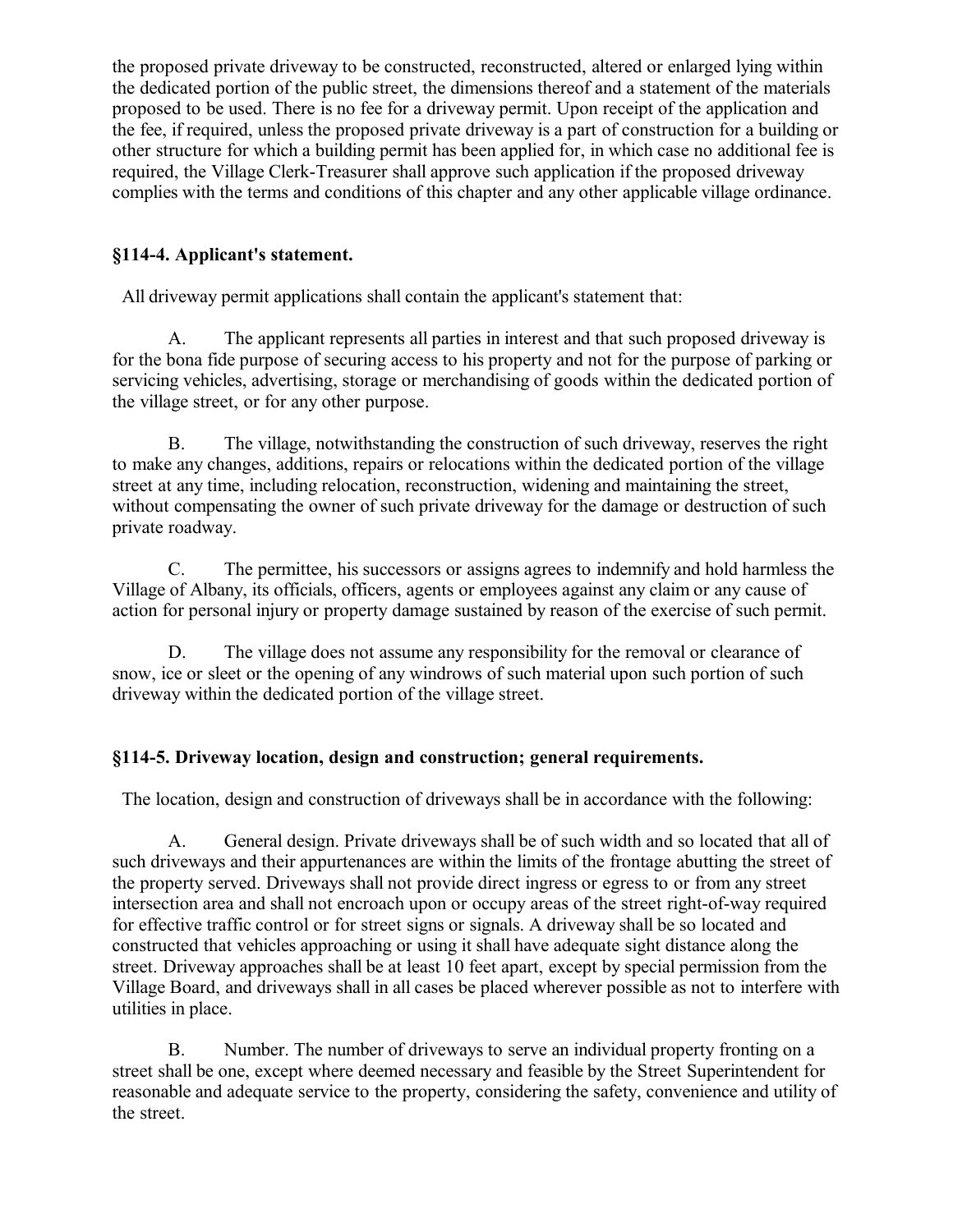the proposed private driveway to be constructed, reconstructed, altered or enlarged lying within the dedicated portion of the public street, the dimensions thereof and a statement of the materials proposed to be used. There is no fee for a driveway permit. Upon receipt of the application and the fee, if required, unless the proposed private driveway is a part of construction for a building or other structure for which a building permit has been applied for, in which case no additional fee is required, the Village Clerk-Treasurer shall approve such application if the proposed driveway complies with the terms and conditions of this chapter and any other applicable village ordinance.

### §114-4. Applicant's statement.

All driveway permit applications shall contain the applicant's statement that:

A. The applicant represents all parties in interest and that such proposed driveway is for the bona fide purpose of securing access to his property and not for the purpose of parking or servicing vehicles, advertising, storage or merchandising of goods within the dedicated portion of the village street, or for any other purpose.

B. The village, notwithstanding the construction of such driveway, reserves the right to make any changes, additions, repairs or relocations within the dedicated portion of the village street at any time, including relocation, reconstruction, widening and maintaining the street, without compensating the owner of such private driveway for the damage or destruction of such private roadway.

C. The permittee, his successors or assigns agrees to indemnify and hold harmless the Village of Albany, its officials, officers, agents or employees against any claim or any cause of action for personal injury or property damage sustained by reason of the exercise of such permit.

D. The village does not assume any responsibility for the removal or clearance of snow, ice or sleet or the opening of any windrows of such material upon such portion of such driveway within the dedicated portion of the village street.

### §114-5. Driveway location, design and construction; general requirements.

The location, design and construction of driveways shall be in accordance with the following:

A. General design. Private driveways shall be of such width and so located that all of such driveways and their appurtenances are within the limits of the frontage abutting the street of the property served. Driveways shall not provide direct ingress or egress to or from any street intersection area and shall not encroach upon or occupy areas of the street right-of-way required for effective traffic control or for street signs or signals. A driveway shall be so located and constructed that vehicles approaching or using it shall have adequate sight distance along the street. Driveway approaches shall be at least 10 feet apart, except by special permission from the Village Board, and driveways shall in all cases be placed wherever possible as not to interfere with utilities in place.

B. Number. The number of driveways to serve an individual property fronting on a street shall be one, except where deemed necessary and feasible by the Street Superintendent for reasonable and adequate service to the property, considering the safety, convenience and utility of the street.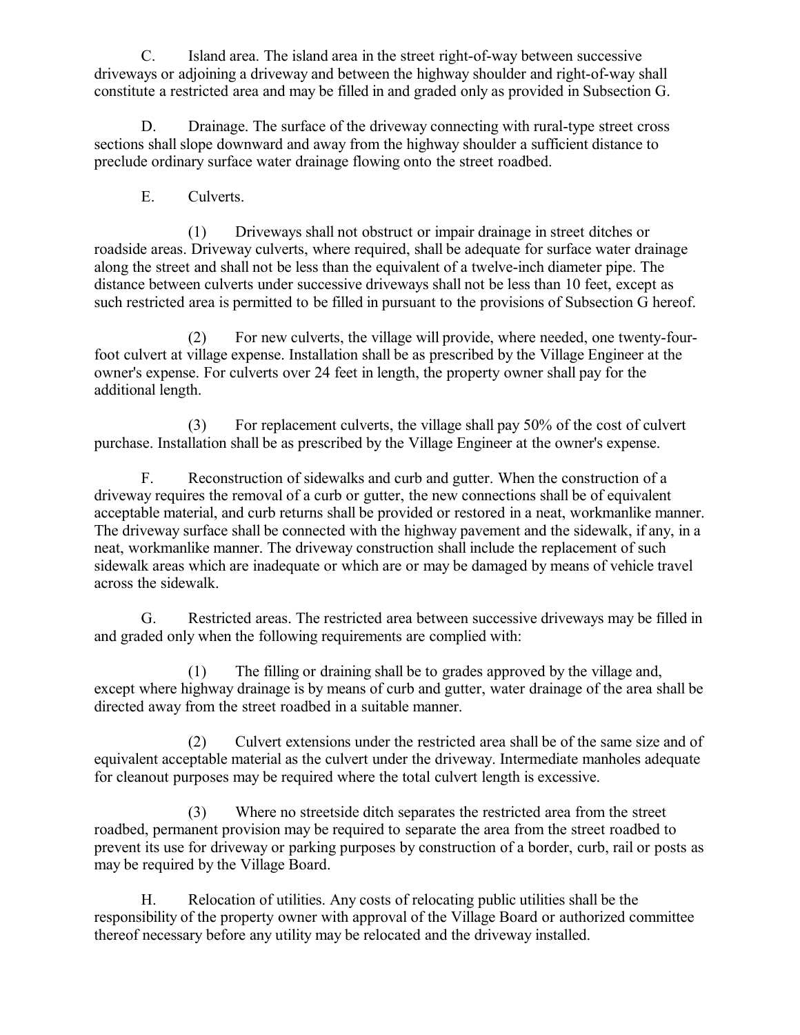C. Island area. The island area in the street right-of-way between successive driveways or adjoining a driveway and between the highway shoulder and right-of-way shall constitute a restricted area and may be filled in and graded only as provided in Subsection G.

D. Drainage. The surface of the driveway connecting with rural-type street cross sections shall slope downward and away from the highway shoulder a sufficient distance to preclude ordinary surface water drainage flowing onto the street roadbed.

E. Culverts.

(1) Driveways shall not obstruct or impair drainage in street ditches or roadside areas. Driveway culverts, where required, shall be adequate for surface water drainage along the street and shall not be less than the equivalent of a twelve-inch diameter pipe. The distance between culverts under successive driveways shall not be less than 10 feet, except as such restricted area is permitted to be filled in pursuant to the provisions of Subsection G hereof.

(2) For new culverts, the village will provide, where needed, one twenty-four-foot culvert at village expense. Installation shall be as prescribed by the Village Engineer at the owner's expense. For culverts over 24 feet in length, the property owner shall pay for the additional length.

(3) For replacement culverts, the village shall pay 50% of the cost of culvert purchase. Installation shall be as prescribed by the Village Engineer at the owner's expense.

F. Reconstruction of sidewalks and curb and gutter. When the construction of a driveway requires the removal of a curb or gutter, the new connections shall be of equivalent acceptable material, and curb returns shall be provided or restored in a neat, workmanlike manner. The driveway surface shall be connected with the highway pavement and the sidewalk, if any, in a neat, workmanlike manner. The driveway construction shall include the replacement of such sidewalk areas which are inadequate or which are or may be damaged by means of vehicle travel across the sidewalk.

G. Restricted areas. The restricted area between successive driveways may be filled in and graded only when the following requirements are complied with:

(1) The filling or draining shall be to grades approved by the village and, except where highway drainage is by means of curb and gutter, water drainage of the area shall be directed away from the street roadbed in a suitable manner.

(2) Culvert extensions under the restricted area shall be of the same size and of equivalent acceptable material as the culvert under the driveway. Intermediate manholes adequate for cleanout purposes may be required where the total culvert length is excessive.

(3) Where no streetside ditch separates the restricted area from the street roadbed, permanent provision may be required to separate the area from the street roadbed to prevent its use for driveway or parking purposes by construction of a border, curb, rail or posts as may be required by the Village Board.

H. Relocation of utilities. Any costs of relocating public utilities shall be the responsibility of the property owner with approval of the Village Board or authorized committee thereof necessary before any utility may be relocated and the driveway installed.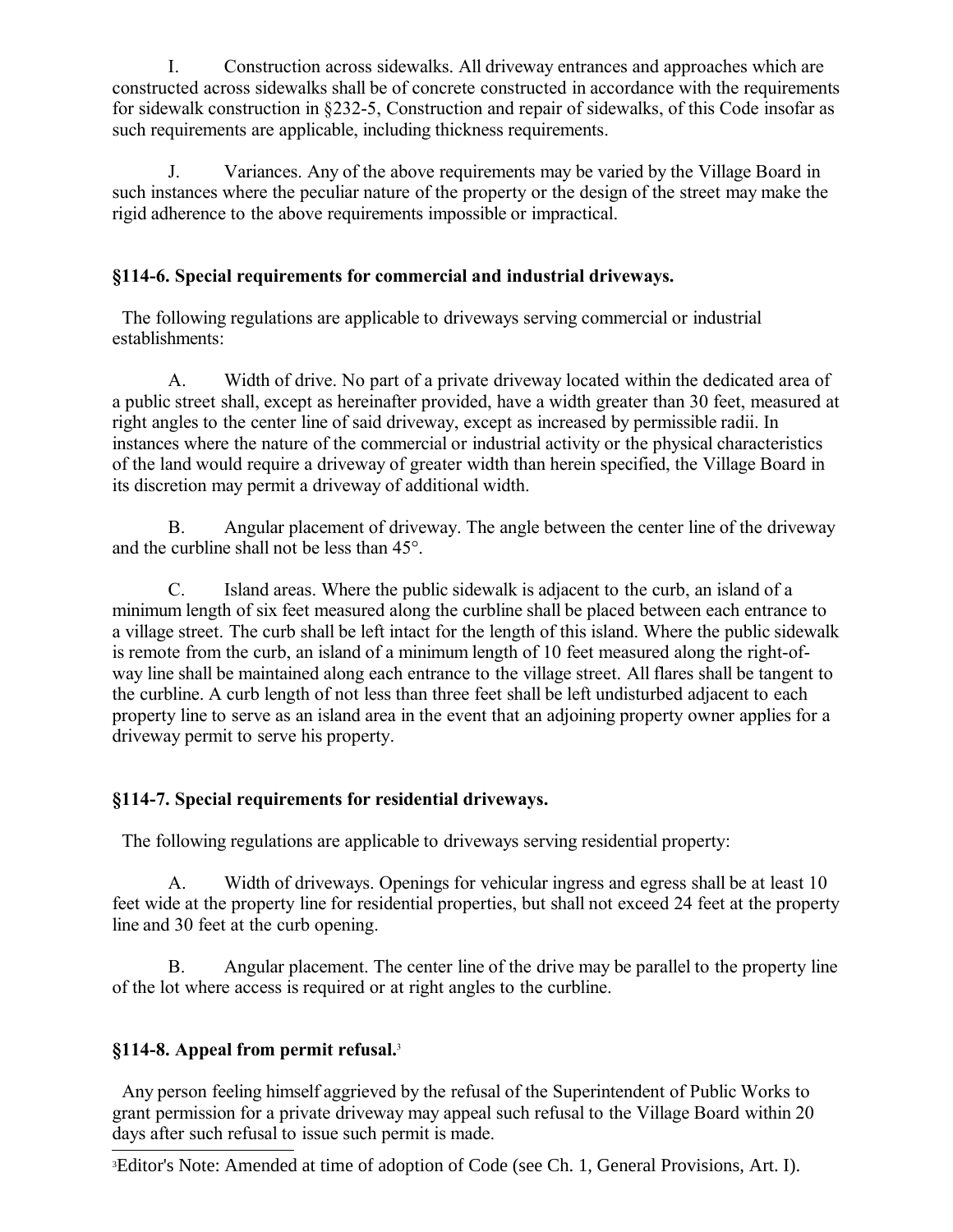I. Construction across sidewalks. All driveway entrances and approaches which are constructed across sidewalks shall be of concrete constructed in accordance with the requirements for sidewalk construction in §232-5, Construction and repair of sidewalks, of this Code insofar as such requirements are applicable, including thickness requirements.

J. Variances. Any of the above requirements may be varied by the Village Board in such instances where the peculiar nature of the property or the design of the street may make the rigid adherence to the above requirements impossible or impractical.

### §114-6. Special requirements for commercial and industrial driveways.

The following regulations are applicable to driveways serving commercial or industrial establishments:

A. Width of drive. No part of a private driveway located within the dedicated area of a public street shall, except as hereinafter provided, have a width greater than 30 feet, measured at right angles to the center line of said driveway, except as increased by permissible radii. In instances where the nature of the commercial or industrial activity or the physical characteristics of the land would require a driveway of greater width than herein specified, the Village Board in its discretion may permit a driveway of additional width.

B. Angular placement of driveway. The angle between the center line of the driveway and the curbline shall not be less than 45°.

C. Island areas. Where the public sidewalk is adjacent to the curb, an island of a minimum length of six feet measured along the curbline shall be placed between each entrance to a village street. The curb shall be left intact for the length of this island. Where the public sidewalk is remote from the curb, an island of a minimum length of 10 feet measured along the right-of-way line shall be maintained along each entrance to the village street. All flares shall be tangent to the curbline. A curb length of not less than three feet shall be left undisturbed adjacent to each property line to serve as an island area in the event that an adjoining property owner applies for a driveway permit to serve his property.

### §114-7. Special requirements for residential driveways.

The following regulations are applicable to driveways serving residential property:

A. Width of driveways. Openings for vehicular ingress and egress shall be at least 10 feet wide at the property line for residential properties, but shall not exceed 24 feet at the property line and 30 feet at the curb opening.

B. Angular placement. The center line of the drive may be parallel to the property line of the lot where access is required or at right angles to the curbline.

### §114-8. Appeal from permit refusal.[3]

Any person feeling himself aggrieved by the refusal of the Superintendent of Public Works to grant permission for a private driveway may appeal such refusal to the Village Board within 20 days after such refusal to issue such permit is made.

[3] Editor's Note: Amended at time of adoption of Code (see Ch. 1, General Provisions, Art. I).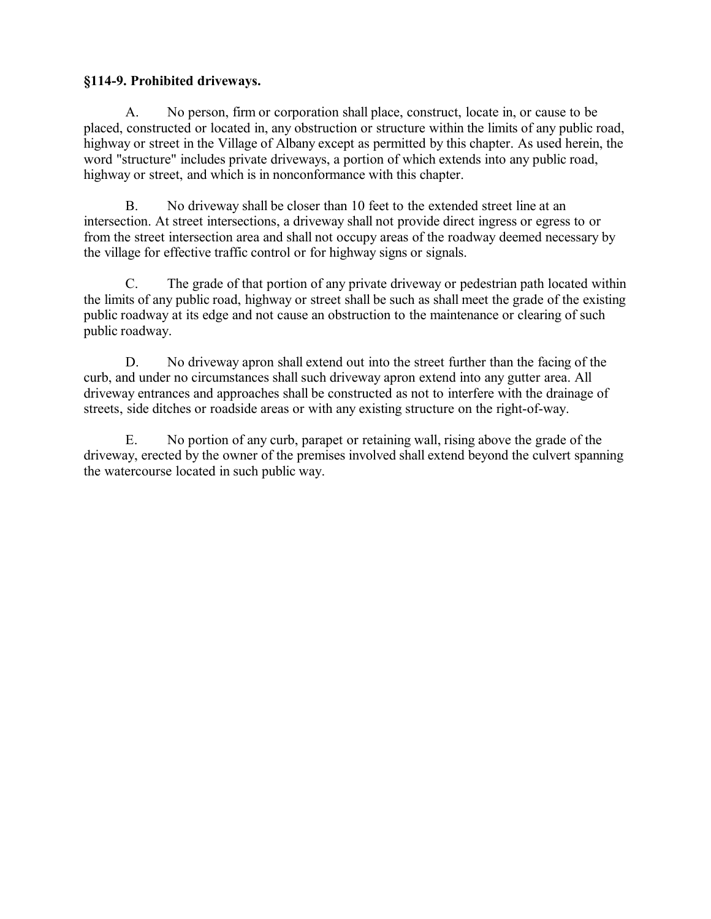**§114-9. Prohibited driveways.**

A. No person, firm or corporation shall place, construct, locate in, or cause to be placed, constructed or located in, any obstruction or structure within the limits of any public road, highway or street in the Village of Albany except as permitted by this chapter. As used herein, the word "structure" includes private driveways, a portion of which extends into any public road, highway or street, and which is in nonconformance with this chapter.

B. No driveway shall be closer than 10 feet to the extended street line at an intersection. At street intersections, a driveway shall not provide direct ingress or egress to or from the street intersection area and shall not occupy areas of the roadway deemed necessary by the village for effective traffic control or for highway signs or signals.

C. The grade of that portion of any private driveway or pedestrian path located within the limits of any public road, highway or street shall be such as shall meet the grade of the existing public roadway at its edge and not cause an obstruction to the maintenance or clearing of such public roadway.

D. No driveway apron shall extend out into the street further than the facing of the curb, and under no circumstances shall such driveway apron extend into any gutter area. All driveway entrances and approaches shall be constructed as not to interfere with the drainage of streets, side ditches or roadside areas or with any existing structure on the right-of-way.

E. No portion of any curb, parapet or retaining wall, rising above the grade of the driveway, erected by the owner of the premises involved shall extend beyond the culvert spanning the watercourse located in such public way.